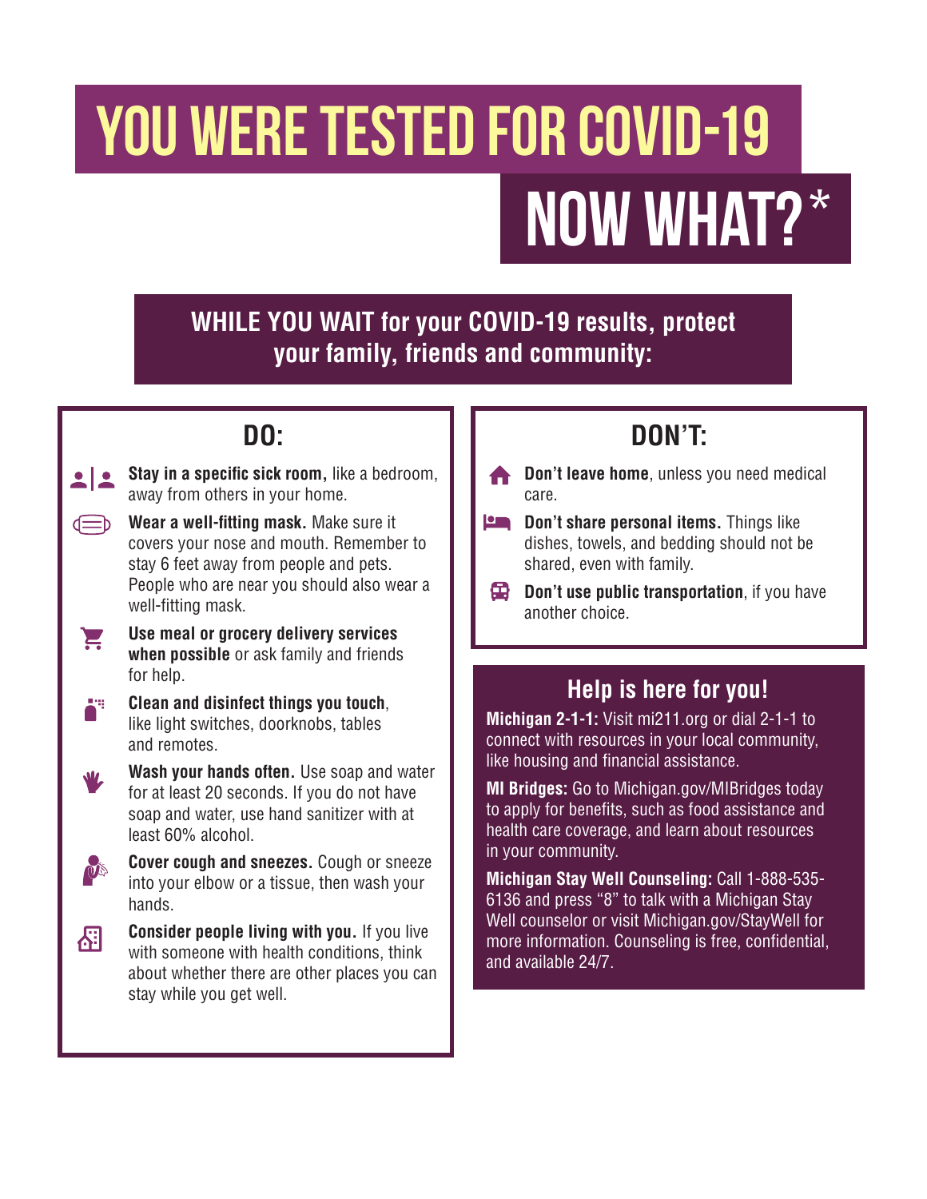# YOU WERE TESTED FOR COVID-19

# NOW WHAT?*

## WHILE YOU WAIT for your COVID-19 results, protect your family, friends and community:

### DO:

- **Stay in a specific sick room,** like a bedroom, away from others in your home.
- **Wear a well-fitting mask.** Make sure it covers your nose and mouth. Remember to stay 6 feet away from people and pets. People who are near you should also wear a well-fitting mask.
- **Use meal or grocery delivery services when possible** or ask family and friends for help.
- **Clean and disinfect things you touch**, like light switches, doorknobs, tables and remotes.
- **Wash your hands often.** Use soap and water for at least 20 seconds. If you do not have soap and water, use hand sanitizer with at least 60% alcohol.
- **Cover cough and sneezes.** Cough or sneeze into your elbow or a tissue, then wash your hands.
- **Consider people living with you.** If you live with someone with health conditions, think about whether there are other places you can stay while you get well.

### DON'T:

- **Don't leave home**, unless you need medical care.
- **Don't share personal items.** Things like dishes, towels, and bedding should not be shared, even with family.
- **Don't use public transportation**, if you have another choice.

### Help is here for you!

**Michigan 2-1-1:** Visit mi211.org or dial 2-1-1 to connect with resources in your local community, like housing and financial assistance.

**MI Bridges:** Go to Michigan.gov/MIBridges today to apply for benefits, such as food assistance and health care coverage, and learn about resources in your community.

**Michigan Stay Well Counseling:** Call 1-888-535-6136 and press "8" to talk with a Michigan Stay Well counselor or visit Michigan.gov/StayWell for more information. Counseling is free, confidential, and available 24/7.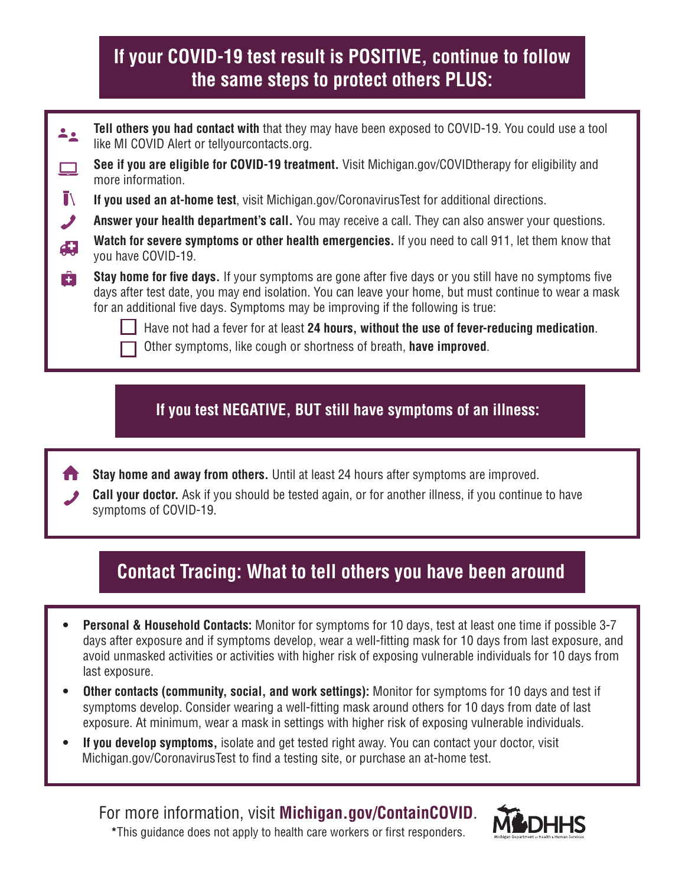## If your COVID-19 test result is POSITIVE, continue to follow the same steps to protect others PLUS:

- **Tell others you had contact with** that they may have been exposed to COVID-19. You could use a tool like MI COVID Alert or tellyourcontacts.org.
- **See if you are eligible for COVID-19 treatment.** Visit Michigan.gov/COVIDtherapy for eligibility and more information.
- **If you used an at-home test**, visit Michigan.gov/CoronavirusTest for additional directions.
- **Answer your health department's call.** You may receive a call. They can also answer your questions.
- **Watch for severe symptoms or other health emergencies.** If you need to call 911, let them know that you have COVID-19.
- **Stay home for five days.** If your symptoms are gone after five days or you still have no symptoms five days after test date, you may end isolation. You can leave your home, but must continue to wear a mask for an additional five days. Symptoms may be improving if the following is true:
  - ☐ Have not had a fever for at least **24 hours, without the use of fever-reducing medication**.
  - ☐ Other symptoms, like cough or shortness of breath, **have improved**.

## If you test NEGATIVE, BUT still have symptoms of an illness:

- **Stay home and away from others.** Until at least 24 hours after symptoms are improved.
- **Call your doctor.** Ask if you should be tested again, or for another illness, if you continue to have symptoms of COVID-19.

## Contact Tracing: What to tell others you have been around

- **Personal & Household Contacts:** Monitor for symptoms for 10 days, test at least one time if possible 3-7 days after exposure and if symptoms develop, wear a well-fitting mask for 10 days from last exposure, and avoid unmasked activities or activities with higher risk of exposing vulnerable individuals for 10 days from last exposure.
- **Other contacts (community, social, and work settings):** Monitor for symptoms for 10 days and test if symptoms develop. Consider wearing a well-fitting mask around others for 10 days from date of last exposure. At minimum, wear a mask in settings with higher risk of exposing vulnerable individuals.
- **If you develop symptoms,** isolate and get tested right away. You can contact your doctor, visit Michigan.gov/CoronavirusTest to find a testing site, or purchase an at-home test.

For more information, visit **Michigan.gov/ContainCOVID**.

*This guidance does not apply to health care workers or first responders.

MDHHS
Michigan Department of Health & Human Services